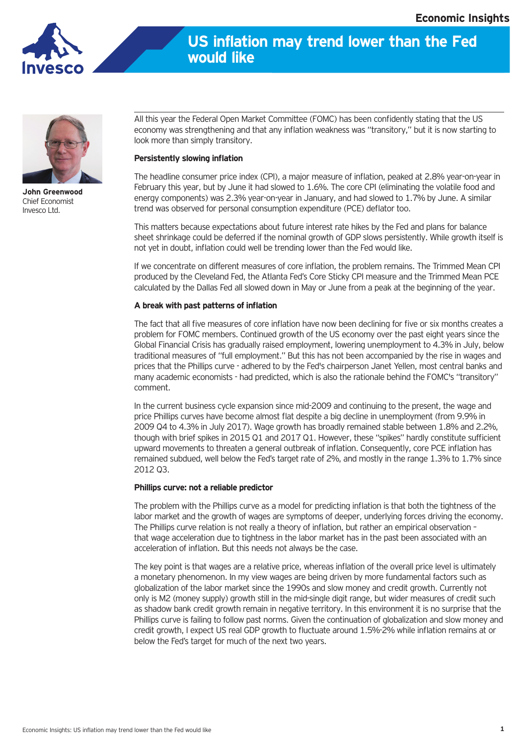Economic Insights

# US inflation may trend lower than the Fed would like

**John Greenwood**
Chief Economist
Invesco Ltd.

All this year the Federal Open Market Committee (FOMC) has been confidently stating that the US economy was strengthening and that any inflation weakness was "transitory," but it is now starting to look more than simply transitory.

**Persistently slowing inflation**

The headline consumer price index (CPI), a major measure of inflation, peaked at 2.8% year-on-year in February this year, but by June it had slowed to 1.6%. The core CPI (eliminating the volatile food and energy components) was 2.3% year-on-year in January, and had slowed to 1.7% by June. A similar trend was observed for personal consumption expenditure (PCE) deflator too.

This matters because expectations about future interest rate hikes by the Fed and plans for balance sheet shrinkage could be deferred if the nominal growth of GDP slows persistently. While growth itself is not yet in doubt, inflation could well be trending lower than the Fed would like.

If we concentrate on different measures of core inflation, the problem remains. The Trimmed Mean CPI produced by the Cleveland Fed, the Atlanta Fed's Core Sticky CPI measure and the Trimmed Mean PCE calculated by the Dallas Fed all slowed down in May or June from a peak at the beginning of the year.

**A break with past patterns of inflation**

The fact that all five measures of core inflation have now been declining for five or six months creates a problem for FOMC members. Continued growth of the US economy over the past eight years since the Global Financial Crisis has gradually raised employment, lowering unemployment to 4.3% in July, below traditional measures of "full employment." But this has not been accompanied by the rise in wages and prices that the Phillips curve - adhered to by the Fed's chairperson Janet Yellen, most central banks and many academic economists - had predicted, which is also the rationale behind the FOMC's "transitory" comment.

In the current business cycle expansion since mid-2009 and continuing to the present, the wage and price Phillips curves have become almost flat despite a big decline in unemployment (from 9.9% in 2009 Q4 to 4.3% in July 2017). Wage growth has broadly remained stable between 1.8% and 2.2%, though with brief spikes in 2015 Q1 and 2017 Q1. However, these "spikes" hardly constitute sufficient upward movements to threaten a general outbreak of inflation. Consequently, core PCE inflation has remained subdued, well below the Fed's target rate of 2%, and mostly in the range 1.3% to 1.7% since 2012 Q3.

**Phillips curve: not a reliable predictor**

The problem with the Phillips curve as a model for predicting inflation is that both the tightness of the labor market and the growth of wages are symptoms of deeper, underlying forces driving the economy. The Phillips curve relation is not really a theory of inflation, but rather an empirical observation – that wage acceleration due to tightness in the labor market has in the past been associated with an acceleration of inflation. But this needs not always be the case.

The key point is that wages are a relative price, whereas inflation of the overall price level is ultimately a monetary phenomenon. In my view wages are being driven by more fundamental factors such as globalization of the labor market since the 1990s and slow money and credit growth. Currently not only is M2 (money supply) growth still in the mid-single digit range, but wider measures of credit such as shadow bank credit growth remain in negative territory. In this environment it is no surprise that the Phillips curve is failing to follow past norms. Given the continuation of globalization and slow money and credit growth, I expect US real GDP growth to fluctuate around 1.5%-2% while inflation remains at or below the Fed's target for much of the next two years.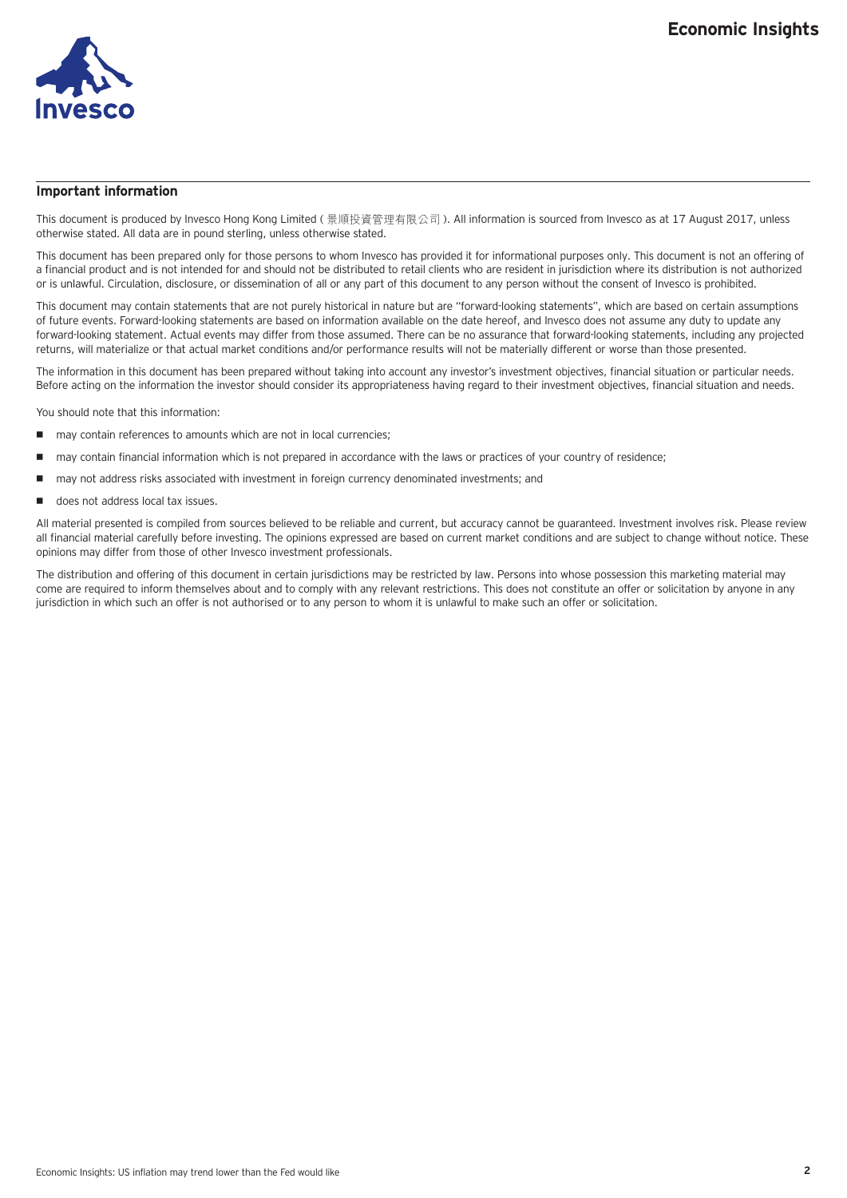## Important information

This document is produced by Invesco Hong Kong Limited ( 景順投資管理有限公司 ). All information is sourced from Invesco as at 17 August 2017, unless otherwise stated. All data are in pound sterling, unless otherwise stated.

This document has been prepared only for those persons to whom Invesco has provided it for informational purposes only. This document is not an offering of a financial product and is not intended for and should not be distributed to retail clients who are resident in jurisdiction where its distribution is not authorized or is unlawful. Circulation, disclosure, or dissemination of all or any part of this document to any person without the consent of Invesco is prohibited.

This document may contain statements that are not purely historical in nature but are "forward-looking statements", which are based on certain assumptions of future events. Forward-looking statements are based on information available on the date hereof, and Invesco does not assume any duty to update any forward-looking statement. Actual events may differ from those assumed. There can be no assurance that forward-looking statements, including any projected returns, will materialize or that actual market conditions and/or performance results will not be materially different or worse than those presented.

The information in this document has been prepared without taking into account any investor's investment objectives, financial situation or particular needs. Before acting on the information the investor should consider its appropriateness having regard to their investment objectives, financial situation and needs.

You should note that this information:

- may contain references to amounts which are not in local currencies;
- may contain financial information which is not prepared in accordance with the laws or practices of your country of residence;
- may not address risks associated with investment in foreign currency denominated investments; and
- does not address local tax issues.

All material presented is compiled from sources believed to be reliable and current, but accuracy cannot be guaranteed. Investment involves risk. Please review all financial material carefully before investing. The opinions expressed are based on current market conditions and are subject to change without notice. These opinions may differ from those of other Invesco investment professionals.

The distribution and offering of this document in certain jurisdictions may be restricted by law. Persons into whose possession this marketing material may come are required to inform themselves about and to comply with any relevant restrictions. This does not constitute an offer or solicitation by anyone in any jurisdiction in which such an offer is not authorised or to any person to whom it is unlawful to make such an offer or solicitation.